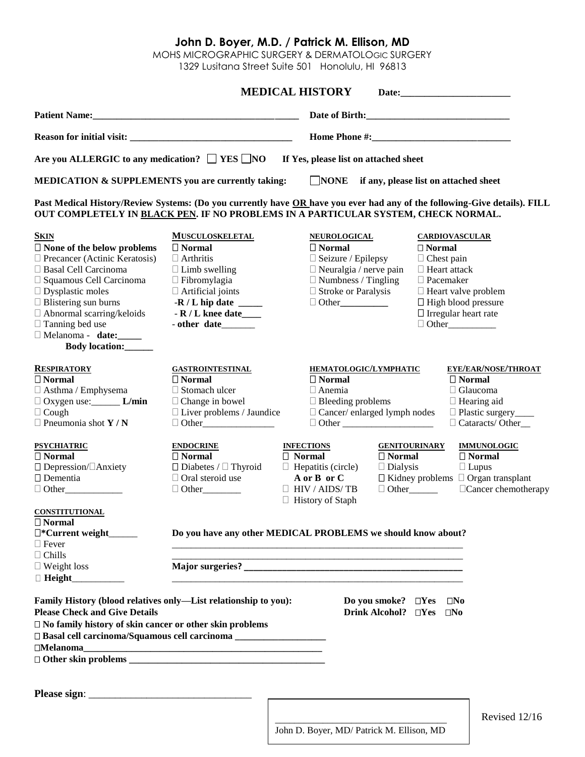# John D. Boyer, M.D. / Patrick M. Ellison, MD

MOHS MICROGRAPHIC SURGERY & DERMATOLOGIC SURGERY
1329 Lusitana Street Suite 501 Honolulu, HI 96813

## MEDICAL HISTORY

**Date:______________________**

**Patient Name:_______________________________________** **Date of Birth:______________________________**

**Reason for initial visit: __________________________________** **Home Phone #:_____________________________**

**Are you ALLERGIC to any medication?** ☐ **YES** ☐ **NO** **If Yes, please list on attached sheet**

**MEDICATION & SUPPLEMENTS you are currently taking:** ☐ **NONE if any, please list on attached sheet**

**Past Medical History/Review Systems: (Do you currently have OR have you ever had any of the following-Give details). FILL OUT COMPLETELY IN BLACK PEN. IF NO PROBLEMS IN A PARTICULAR SYSTEM, CHECK NORMAL.**

**SKIN**
- ☐ **None of the below problems**
- ☐ Precancer (Actinic Keratosis)
- ☐ Basal Cell Carcinoma
- ☐ Squamous Cell Carcinoma
- ☐ Dysplastic moles
- ☐ Blistering sun burns
- ☐ Abnormal scarring/keloids
- ☐ Tanning bed use
- ☐ Melanoma - **date:_____**
  **Body location:______**

**MUSCULOSKELETAL**
- ☐ **Normal**
- ☐ Arthritis
- ☐ Limb swelling
- ☐ Fibromylagia
- ☐ Artificial joints
  - **-R / L hip date _____**
  - **- R / L knee date____**
  - **- other date**_______

**NEUROLOGICAL**
- ☐ **Normal**
- ☐ Seizure / Epilepsy
- ☐ Neuralgia / nerve pain
- ☐ Numbness / Tingling
- ☐ Stroke or Paralysis
- ☐ Other__________

**CARDIOVASCULAR**
- ☐ **Normal**
- ☐ Chest pain
- ☐ Heart attack
- ☐ Pacemaker
- ☐ Heart valve problem
- ☐ High blood pressure
- ☐ Irregular heart rate
- ☐ Other__________

**RESPIRATORY**
- ☐ **Normal**
- ☐ Asthma / Emphysema
- ☐ Oxygen use:______ **L/min**
- ☐ Cough
- ☐ Pneumonia shot **Y / N**

**GASTROINTESTINAL**
- ☐ **Normal**
- ☐ Stomach ulcer
- ☐ Change in bowel
- ☐ Liver problems / Jaundice
- ☐ Other_______________

**HEMATOLOGIC/LYMPHATIC**
- ☐ **Normal**
- ☐ Anemia
- ☐ Bleeding problems
- ☐ Cancer/ enlarged lymph nodes
- ☐ Other ___________________

**EYE/EAR/NOSE/THROAT**
- ☐ **Normal**
- ☐ Glaucoma
- ☐ Hearing aid
- ☐ Plastic surgery____
- ☐ Cataracts/ Other__

**PSYCHIATRIC**
- ☐ **Normal**
- ☐ Depression/☐Anxiety
- ☐ Dementia
- ☐ Other____________

**ENDOCRINE**
- ☐ **Normal**
- ☐ Diabetes / ☐ Thyroid
- ☐ Oral steroid use
- ☐ Other________

**INFECTIONS**
- ☐ **Normal**
- ☐ Hepatitis (circle) **A or B or C**
- ☐ HIV / AIDS/ TB
- ☐ History of Staph

**GENITOURINARY**
- ☐ **Normal**
- ☐ Dialysis
- ☐ Kidney problems
- ☐ Other______

**IMMUNOLOGIC**
- ☐ **Normal**
- ☐ Lupus
- ☐ Organ transplant
- ☐ Cancer chemotherapy

**CONSTITUTIONAL**
- ☐ **Normal**
- ☐ ***Current weight**______
- ☐ Fever
- ☐ Chills
- ☐ Weight loss
- ☐ **Height**__________

**Do you have any other MEDICAL PROBLEMS we should know about?**

_______________________________________________________________

_______________________________________________________________

**Major surgeries? _____________________________________________**

_______________________________________________________________

**Family History (blood relatives only—List relationship to you):**
**Please Check and Give Details**
- ☐ **No family history of skin cancer or other skin problems**
- ☐ **Basal cell carcinoma/Squamous cell carcinoma ___________________**
- ☐ **Melanoma____________________________________________________**
- ☐ **Other skin problems ________________________________________**

**Do you smoke?** ☐**Yes** ☐**No**
**Drink Alcohol?** ☐**Yes** ☐**No**

**Please sign**: ________________________________

__________________________________
John D. Boyer, MD/ Patrick M. Ellison, MD

Revised 12/16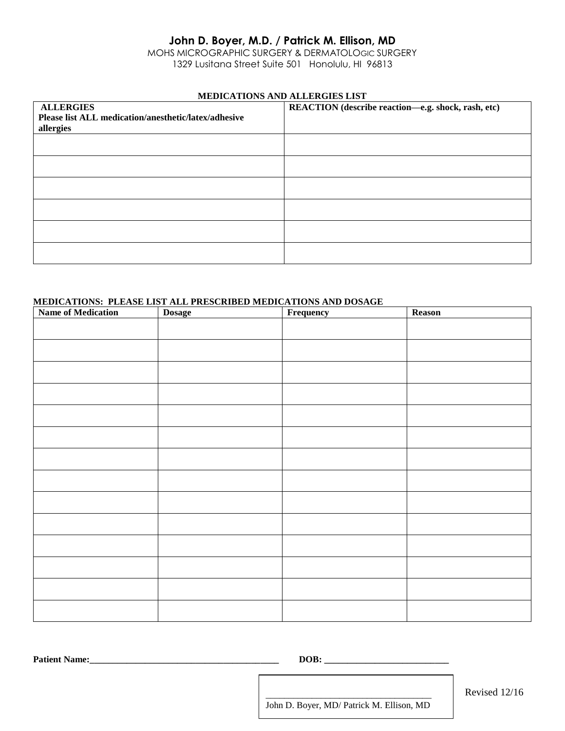**John D. Boyer, M.D. / Patrick M. Ellison, MD**

MOHS MICROGRAPHIC SURGERY & DERMATOLOGIC SURGERY

1329 Lusitana Street Suite 501 Honolulu, HI 96813

**MEDICATIONS AND ALLERGIES LIST**

| **ALLERGIES** **Please list ALL medication/anesthetic/latex/adhesive allergies** | **REACTION (describe reaction—e.g. shock, rash, etc)** |
|---|---|
| | |
| | |
| | |
| | |
| | |
| | |

**MEDICATIONS: PLEASE LIST ALL PRESCRIBED MEDICATIONS AND DOSAGE**

| **Name of Medication** | **Dosage** | **Frequency** | **Reason** |
|---|---|---|---|
| | | | |
| | | | |
| | | | |
| | | | |
| | | | |
| | | | |
| | | | |
| | | | |
| | | | |
| | | | |
| | | | |
| | | | |
| | | | |
| | | | |

**Patient Name:**__________________________________________ **DOB:** ___________________________

___________________________________

John D. Boyer, MD/ Patrick M. Ellison, MD

Revised 12/16